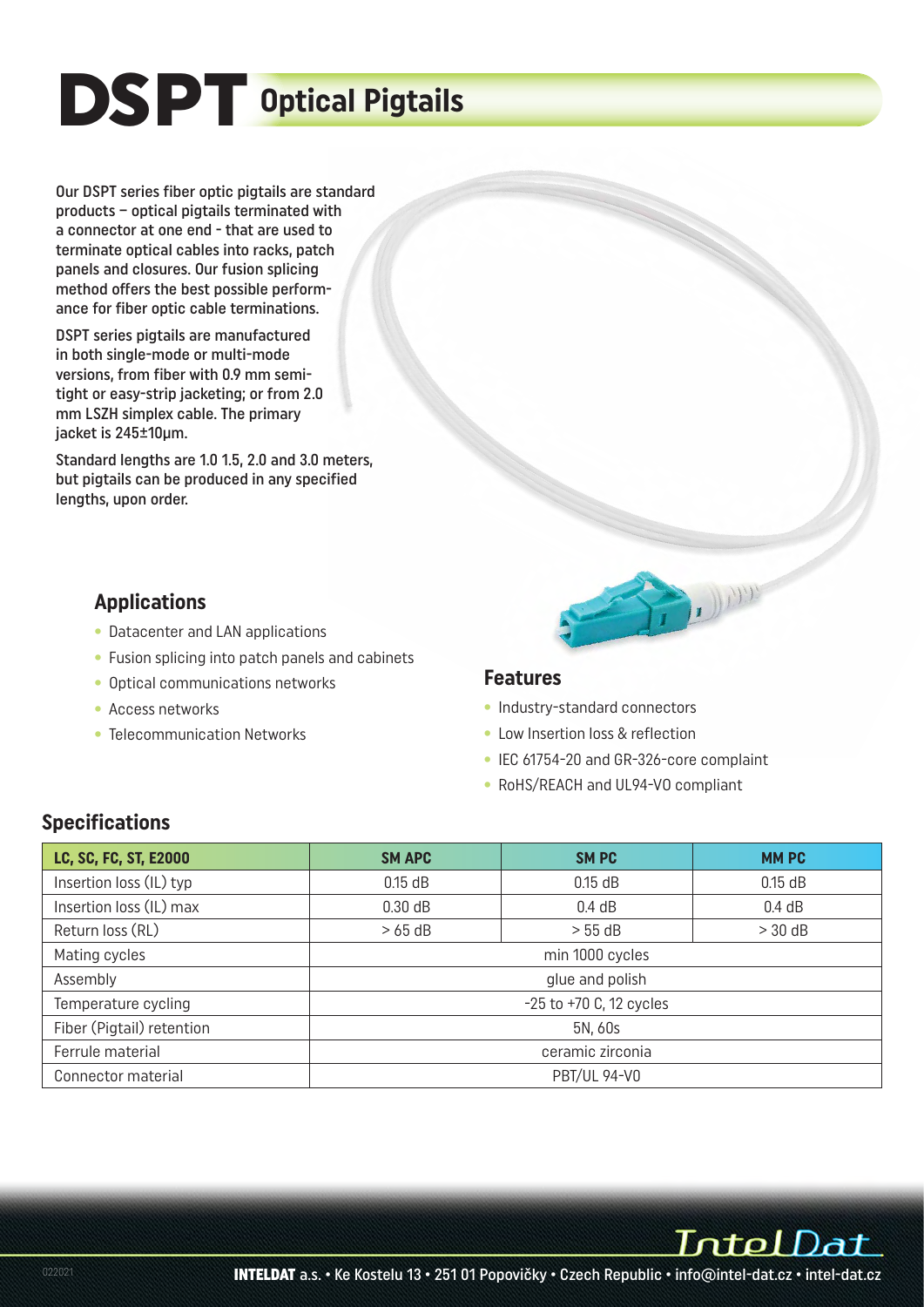# DSPT Optical Pigtails

Our DSPT series fiber optic pigtails are standard products – optical pigtails terminated with a connector at one end - that are used to terminate optical cables into racks, patch panels and closures. Our fusion splicing method offers the best possible performance for fiber optic cable terminations.

DSPT series pigtails are manufactured in both single-mode or multi-mode versions, from fiber with 0.9 mm semi-tight or easy-strip jacketing; or from 2.0 mm LSZH simplex cable. The primary jacket is 245±10µm.

Standard lengths are 1.0 1.5, 2.0 and 3.0 meters, but pigtails can be produced in any specified lengths, upon order.

## Applications

- Datacenter and LAN applications
- Fusion splicing into patch panels and cabinets
- Optical communications networks
- Access networks
- Telecommunication Networks

## Features

- Industry-standard connectors
- Low Insertion loss & reflection
- IEC 61754-20 and GR-326-core complaint
- RoHS/REACH and UL94-V0 compliant

## Specifications

| LC, SC, FC, ST, E2000 | SM APC | SM PC | MM PC |
|---|---|---|---|
| Insertion loss (IL) typ | 0.15 dB | 0.15 dB | 0.15 dB |
| Insertion loss (IL) max | 0.30 dB | 0.4 dB | 0.4 dB |
| Return loss (RL) | > 65 dB | > 55 dB | > 30 dB |
| Mating cycles | min 1000 cycles | | |
| Assembly | glue and polish | | |
| Temperature cycling | -25 to +70 C, 12 cycles | | |
| Fiber (Pigtail) retention | 5N, 60s | | |
| Ferrule material | ceramic zirconia | | |
| Connector material | PBT/UL 94-V0 | | |

**INTELDAT** a.s. • Ke Kostelu 13 • 251 01 Popovičky • Czech Republic • info@intel-dat.cz • intel-dat.cz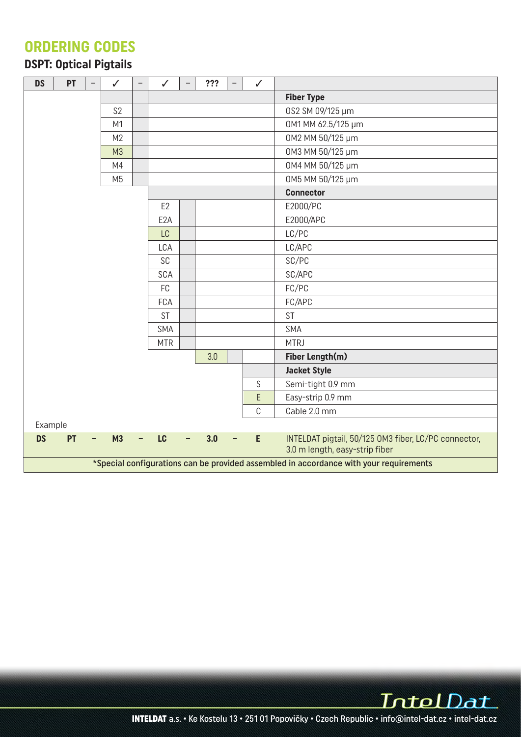# ORDERING CODES

## DSPT: Optical Pigtails

| DS | PT | – | ✓ | – | ✓ | – | ??? | – | ✓ | |
|---|---|---|---|---|---|---|---|---|---|---|
| | | | | | | | | | | **Fiber Type** |
| | | | S2 | | | | | | | OS2 SM 09/125 µm |
| | | | M1 | | | | | | | OM1 MM 62.5/125 µm |
| | | | M2 | | | | | | | OM2 MM 50/125 µm |
| | | | M3 | | | | | | | OM3 MM 50/125 µm |
| | | | M4 | | | | | | | OM4 MM 50/125 µm |
| | | | M5 | | | | | | | OM5 MM 50/125 µm |
| | | | | | | | | | | **Connector** |
| | | | | | E2 | | | | | E2000/PC |
| | | | | | E2A | | | | | E2000/APC |
| | | | | | LC | | | | | LC/PC |
| | | | | | LCA | | | | | LC/APC |
| | | | | | SC | | | | | SC/PC |
| | | | | | SCA | | | | | SC/APC |
| | | | | | FC | | | | | FC/PC |
| | | | | | FCA | | | | | FC/APC |
| | | | | | ST | | | | | ST |
| | | | | | SMA | | | | | SMA |
| | | | | | MTR | | | | | MTRJ |
| | | | | | | | 3.0 | | | **Fiber Length(m)** |
| | | | | | | | | | | **Jacket Style** |
| | | | | | | | | | S | Semi-tight 0.9 mm |
| | | | | | | | | | E | Easy-strip 0.9 mm |
| | | | | | | | | | C | Cable 2.0 mm |
| Example | | | | | | | | | | |
| **DS** | **PT** | **–** | **M3** | **–** | **LC** | **–** | **3.0** | **–** | **E** | INTELDAT pigtail, 50/125 OM3 fiber, LC/PC connector, 3.0 m length, easy-strip fiber |

*Special configurations can be provided assembled in accordance with your requirements